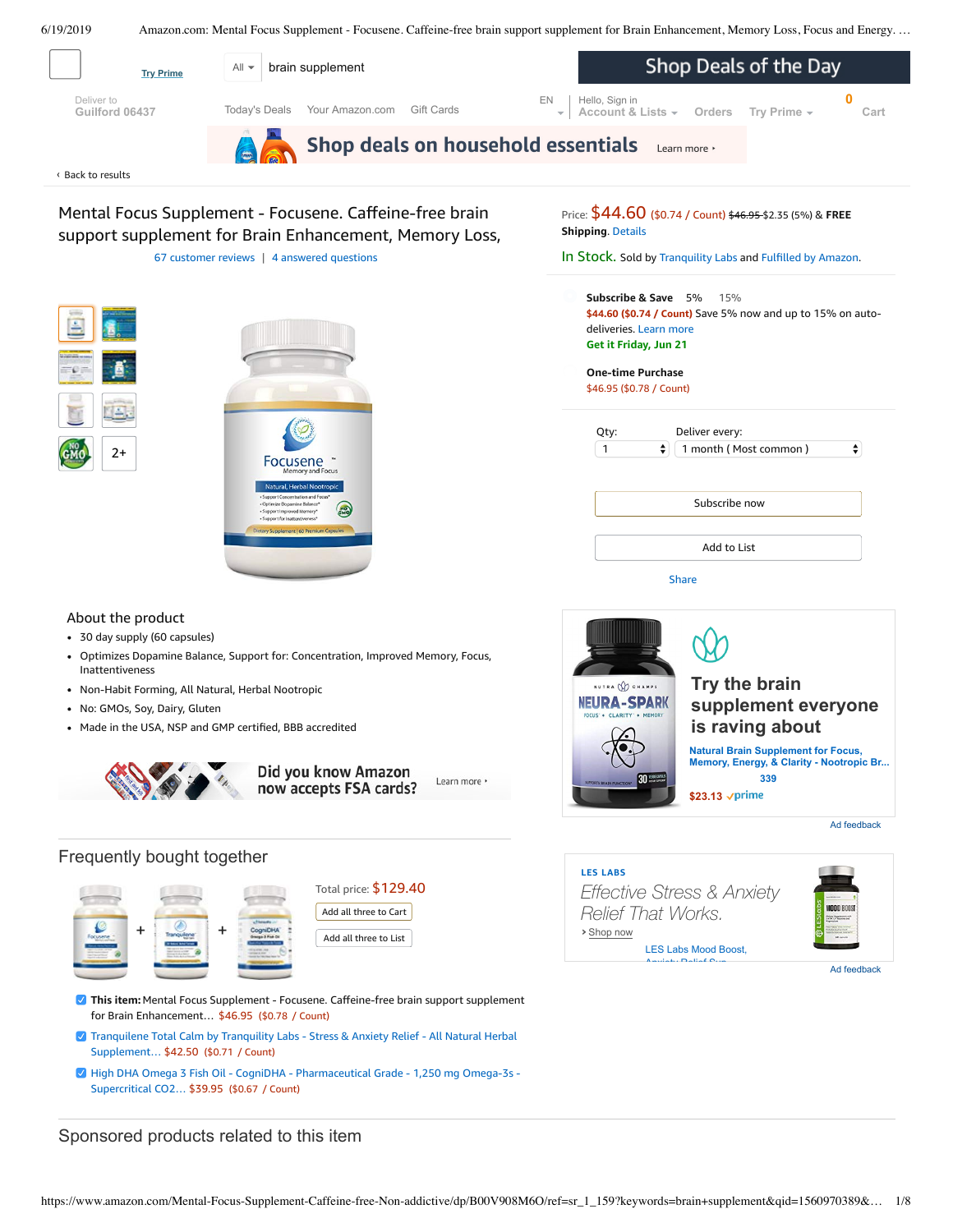Try Prime

All ▾ brain supplement

Shop Deals of the Day

Deliver to
Guilford 06437

Today's Deals  Your Amazon.com  Gift Cards

EN  Hello, Sign in  Account & Lists ▾  Orders  Try Prime ▾  0 Cart

Shop deals on household essentials  Learn more ›

‹ Back to results

# Mental Focus Supplement - Focusene. Caffeine-free brain support supplement for Brain Enhancement, Memory Loss,

67 customer reviews | 4 answered questions

2+

Price: $44.60 ($0.74 / Count) ~~$46.95~~ $2.35 (5%) & **FREE Shipping**. Details

In Stock. Sold by Tranquility Labs and Fulfilled by Amazon.

**Subscribe & Save** 5% 15%

$44.60 ($0.74 / Count) Save 5% now and up to 15% on auto-deliveries. Learn more

**Get it Friday, Jun 21**

**One-time Purchase**

$46.95 ($0.78 / Count)

Qty: 1  Deliver every: 1 month ( Most common )

Subscribe now

Add to List

Share

## About the product

- 30 day supply (60 capsules)
- Optimizes Dopamine Balance, Support for: Concentration, Improved Memory, Focus, Inattentiveness
- Non-Habit Forming, All Natural, Herbal Nootropic
- No: GMOs, Soy, Dairy, Gluten
- Made in the USA, NSP and GMP certified, BBB accredited

Did you know Amazon now accepts FSA cards?  Learn more ›

Try the brain supplement everyone is raving about

Natural Brain Supplement for Focus, Memory, Energy, & Clarity - Nootropic Br...

339

$23.13 ✓prime

Ad feedback

LES LABS

*Effective Stress & Anxiety Relief That Works.*

› Shop now

LES Labs Mood Boost, Anxiety Relief Sup...

Ad feedback

## Frequently bought together

Total price: $129.40

Add all three to Cart

Add all three to List

- **This item:** Mental Focus Supplement - Focusene. Caffeine-free brain support supplement for Brain Enhancement… $46.95 ($0.78 / Count)
- Tranquilene Total Calm by Tranquility Labs - Stress & Anxiety Relief - All Natural Herbal Supplement… $42.50 ($0.71 / Count)
- High DHA Omega 3 Fish Oil - CogniDHA - Pharmaceutical Grade - 1,250 mg Omega-3s - Supercritical CO2… $39.95 ($0.67 / Count)

## Sponsored products related to this item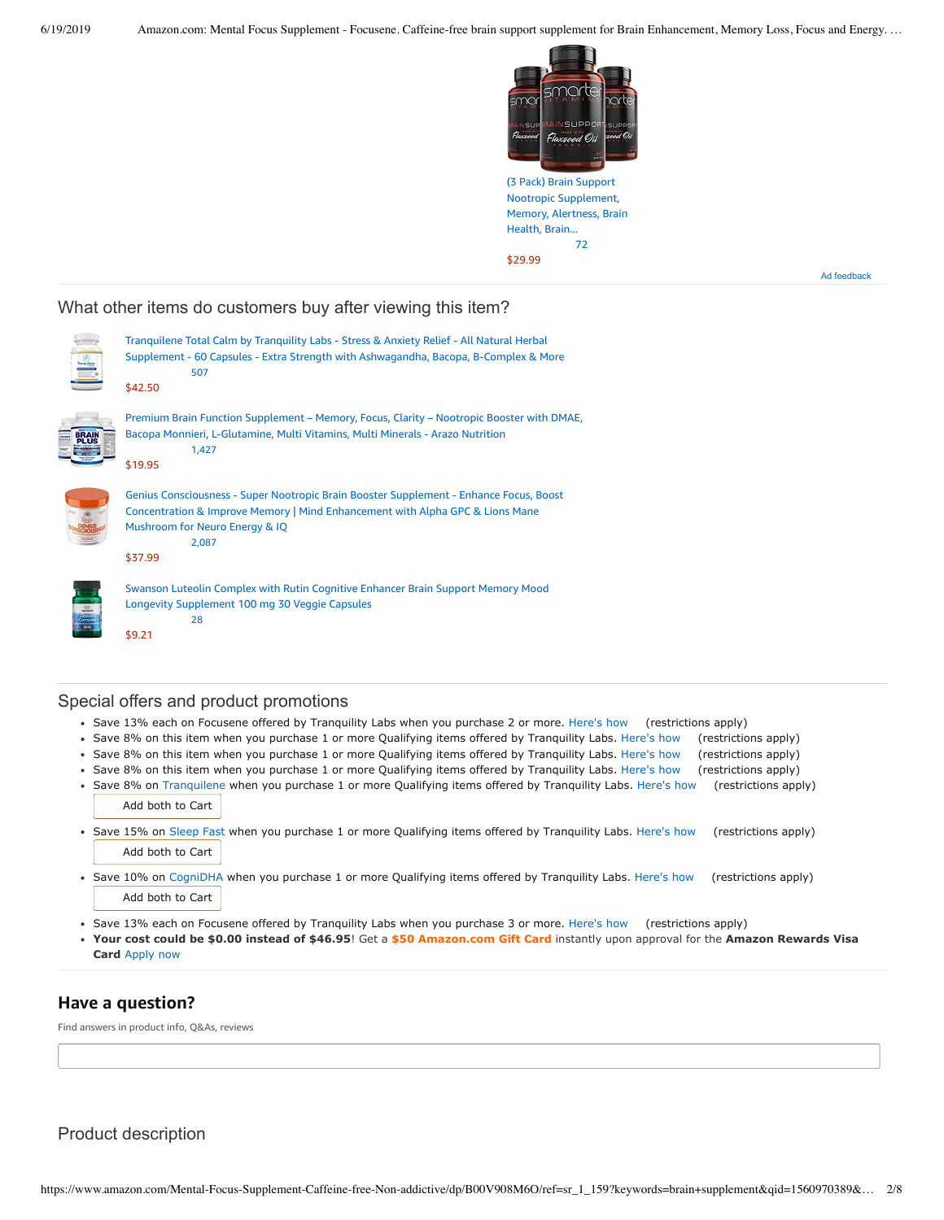(3 Pack) Brain Support Nootropic Supplement, Memory, Alertness, Brain Health, Brain...
72
$29.99

Ad feedback

## What other items do customers buy after viewing this item?

Tranquilene Total Calm by Tranquility Labs - Stress & Anxiety Relief - All Natural Herbal Supplement - 60 Capsules - Extra Strength with Ashwagandha, Bacopa, B-Complex & More
507
$42.50

Premium Brain Function Supplement – Memory, Focus, Clarity – Nootropic Booster with DMAE, Bacopa Monnieri, L-Glutamine, Multi Vitamins, Multi Minerals - Arazo Nutrition
1,427
$19.95

Genius Consciousness - Super Nootropic Brain Booster Supplement - Enhance Focus, Boost Concentration & Improve Memory | Mind Enhancement with Alpha GPC & Lions Mane Mushroom for Neuro Energy & IQ
2,087
$37.99

Swanson Luteolin Complex with Rutin Cognitive Enhancer Brain Support Memory Mood Longevity Supplement 100 mg 30 Veggie Capsules
28
$9.21

## Special offers and product promotions

- Save 13% each on Focusene offered by Tranquility Labs when you purchase 2 or more. Here's how (restrictions apply)
- Save 8% on this item when you purchase 1 or more Qualifying items offered by Tranquility Labs. Here's how (restrictions apply)
- Save 8% on this item when you purchase 1 or more Qualifying items offered by Tranquility Labs. Here's how (restrictions apply)
- Save 8% on this item when you purchase 1 or more Qualifying items offered by Tranquility Labs. Here's how (restrictions apply)
- Save 8% on Tranquilene when you purchase 1 or more Qualifying items offered by Tranquility Labs. Here's how (restrictions apply)
  Add both to Cart
- Save 15% on Sleep Fast when you purchase 1 or more Qualifying items offered by Tranquility Labs. Here's how (restrictions apply)
  Add both to Cart
- Save 10% on CogniDHA when you purchase 1 or more Qualifying items offered by Tranquility Labs. Here's how (restrictions apply)
  Add both to Cart
- Save 13% each on Focusene offered by Tranquility Labs when you purchase 3 or more. Here's how (restrictions apply)
- **Your cost could be $0.00 instead of $46.95**! Get a **$50 Amazon.com Gift Card** instantly upon approval for the **Amazon Rewards Visa Card** Apply now

## Have a question?

Find answers in product info, Q&As, reviews

## Product description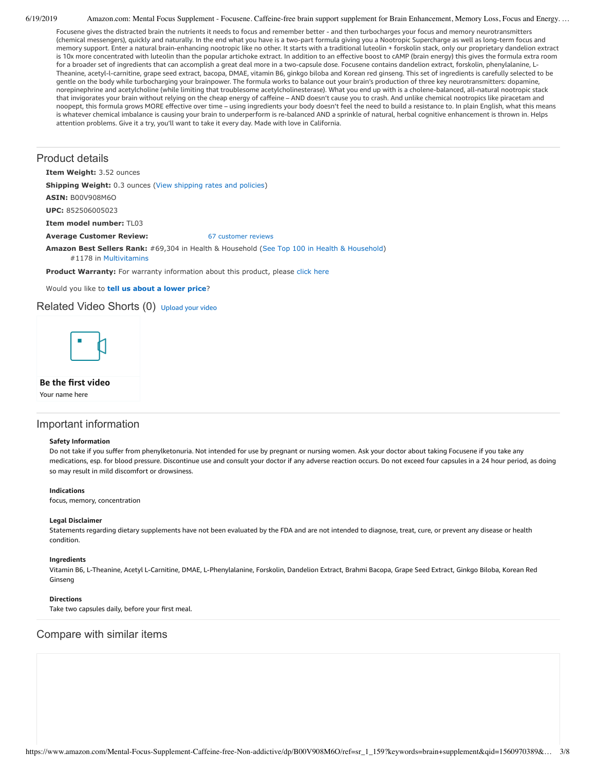Focusene gives the distracted brain the nutrients it needs to focus and remember better - and then turbocharges your focus and memory neurotransmitters (chemical messengers), quickly and naturally. In the end what you have is a two-part formula giving you a Nootropic Supercharge as well as long-term focus and memory support. Enter a natural brain-enhancing nootropic like no other. It starts with a traditional luteolin + forskolin stack, only our proprietary dandelion extract is 10x more concentrated with luteolin than the popular artichoke extract. In addition to an effective boost to cAMP (brain energy) this gives the formula extra room for a broader set of ingredients that can accomplish a great deal more in a two-capsule dose. Focusene contains dandelion extract, forskolin, phenylalanine, L-Theanine, acetyl-l-carnitine, grape seed extract, bacopa, DMAE, vitamin B6, ginkgo biloba and Korean red ginseng. This set of ingredients is carefully selected to be gentle on the body while turbocharging your brainpower. The formula works to balance out your brain's production of three key neurotransmitters: dopamine, norepinephrine and acetylcholine (while limiting that troublesome acetylcholinesterase). What you end up with is a cholene-balanced, all-natural nootropic stack that invigorates your brain without relying on the cheap energy of caffeine – AND doesn't cause you to crash. And unlike chemical nootropics like piracetam and noopept, this formula grows MORE effective over time – using ingredients your body doesn't feel the need to build a resistance to. In plain English, what this means is whatever chemical imbalance is causing your brain to underperform is re-balanced AND a sprinkle of natural, herbal cognitive enhancement is thrown in. Helps attention problems. Give it a try, you'll want to take it every day. Made with love in California.

## Product details

**Item Weight:** 3.52 ounces

**Shipping Weight:** 0.3 ounces (View shipping rates and policies)

**ASIN:** B00V908M6O

**UPC:** 852506005023

**Item model number:** TL03

**Average Customer Review:** 67 customer reviews

**Amazon Best Sellers Rank:** #69,304 in Health & Household (See Top 100 in Health & Household)
#1178 in Multivitamins

**Product Warranty:** For warranty information about this product, please click here

Would you like to **tell us about a lower price**?

## Related Video Shorts (0) Upload your video

**Be the first video**

Your name here

## Important information

### Safety Information

Do not take if you suffer from phenylketonuria. Not intended for use by pregnant or nursing women. Ask your doctor about taking Focusene if you take any medications, esp. for blood pressure. Discontinue use and consult your doctor if any adverse reaction occurs. Do not exceed four capsules in a 24 hour period, as doing so may result in mild discomfort or drowsiness.

### Indications

focus, memory, concentration

### Legal Disclaimer

Statements regarding dietary supplements have not been evaluated by the FDA and are not intended to diagnose, treat, cure, or prevent any disease or health condition.

### Ingredients

Vitamin B6, L-Theanine, Acetyl L-Carnitine, DMAE, L-Phenylalanine, Forskolin, Dandelion Extract, Brahmi Bacopa, Grape Seed Extract, Ginkgo Biloba, Korean Red Ginseng

### Directions

Take two capsules daily, before your first meal.

## Compare with similar items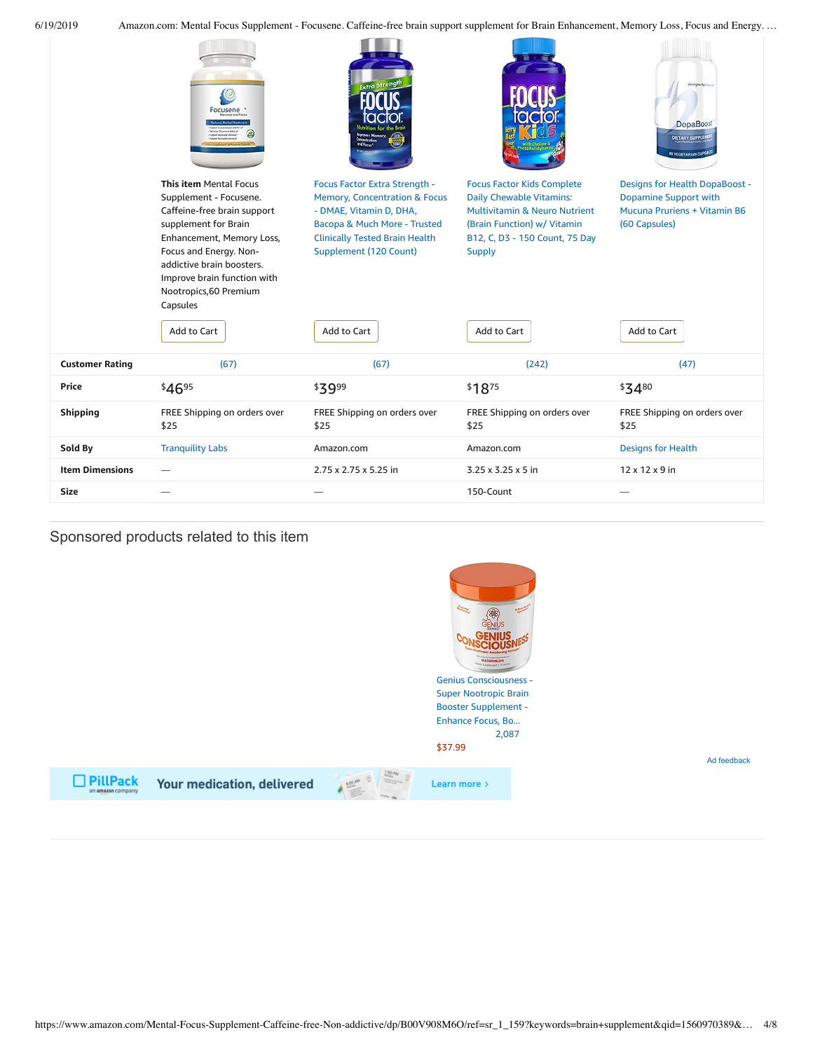| | This item Mental Focus Supplement - Focusene. Caffeine-free brain support supplement for Brain Enhancement, Memory Loss, Focus and Energy. Non-addictive brain boosters. Improve brain function with Nootropics,60 Premium Capsules | Focus Factor Extra Strength - Memory, Concentration & Focus - DMAE, Vitamin D, DHA, Bacopa & Much More - Trusted Clinically Tested Brain Health Supplement (120 Count) | Focus Factor Kids Complete Daily Chewable Vitamins: Multivitamin & Neuro Nutrient (Brain Function) w/ Vitamin B12, C, D3 - 150 Count, 75 Day Supply | Designs for Health DopaBoost - Dopamine Support with Mucuna Pruriens + Vitamin B6 (60 Capsules) |
|---|---|---|---|---|
| | Add to Cart | Add to Cart | Add to Cart | Add to Cart |
| **Customer Rating** | (67) | (67) | (242) | (47) |
| **Price** | $46.95 | $39.99 | $18.75 | $34.80 |
| **Shipping** | FREE Shipping on orders over $25 | FREE Shipping on orders over $25 | FREE Shipping on orders over $25 | FREE Shipping on orders over $25 |
| **Sold By** | Tranquility Labs | Amazon.com | Amazon.com | Designs for Health |
| **Item Dimensions** | — | 2.75 x 2.75 x 5.25 in | 3.25 x 3.25 x 5 in | 12 x 12 x 9 in |
| **Size** | — | — | 150-Count | — |

## Sponsored products related to this item

Genius Consciousness - Super Nootropic Brain Booster Supplement - Enhance Focus, Bo...

2,087

$37.99

Ad feedback

PillPack an amazon company — Your medication, delivered — Learn more ›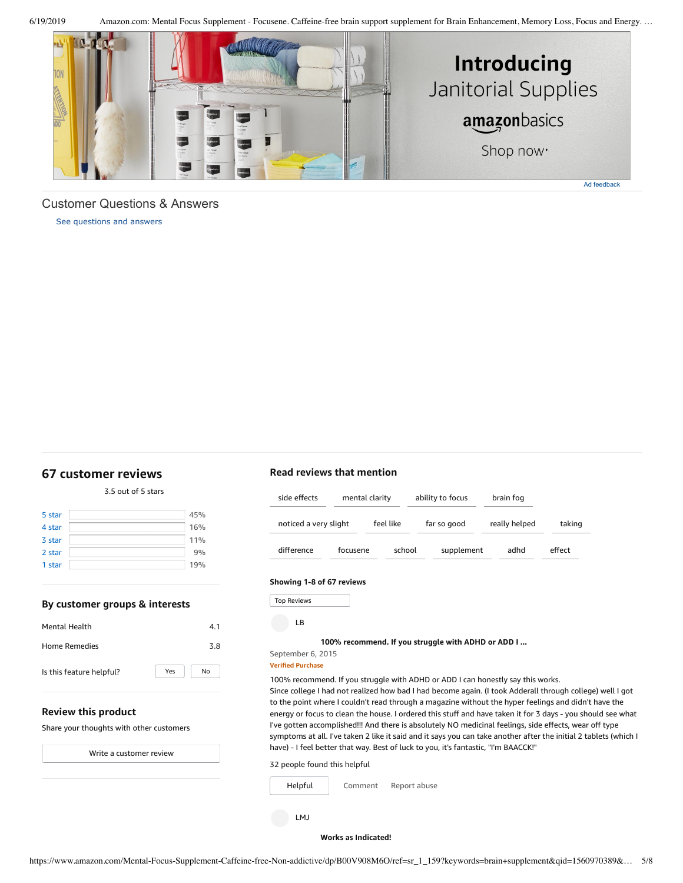Introducing Janitorial Supplies

amazonbasics

Shop now›

Ad feedback

## Customer Questions & Answers

See questions and answers

## 67 customer reviews

3.5 out of 5 stars

| | |
|---|---|
| 5 star | 45% |
| 4 star | 16% |
| 3 star | 11% |
| 2 star | 9% |
| 1 star | 19% |

### By customer groups & interests

| | |
|---|---|
| Mental Health | 4.1 |
| Home Remedies | 3.8 |

Is this feature helpful? Yes No

### Review this product

Share your thoughts with other customers

Write a customer review

### Read reviews that mention

side effects · mental clarity · ability to focus · brain fog · noticed a very slight · feel like · far so good · really helped · taking · difference · focusene · school · supplement · adhd · effect

**Showing 1-8 of 67 reviews**

Top Reviews

LB

**100% recommend. If you struggle with ADHD or ADD I ...**

September 6, 2015

**Verified Purchase**

100% recommend. If you struggle with ADHD or ADD I can honestly say this works.
Since college I had not realized how bad I had become again. (I took Adderall through college) well I got to the point where I couldn't read through a magazine without the hyper feelings and didn't have the energy or focus to clean the house. I ordered this stuff and have taken it for 3 days - you should see what I've gotten accomplished!!! And there is absolutely NO medicinal feelings, side effects, wear off type symptoms at all. I've taken 2 like it said and it says you can take another after the initial 2 tablets (which I have) - I feel better that way. Best of luck to you, it's fantastic, "I'm BAACCK!"

32 people found this helpful

Helpful · Comment · Report abuse

LMJ

**Works as Indicated!**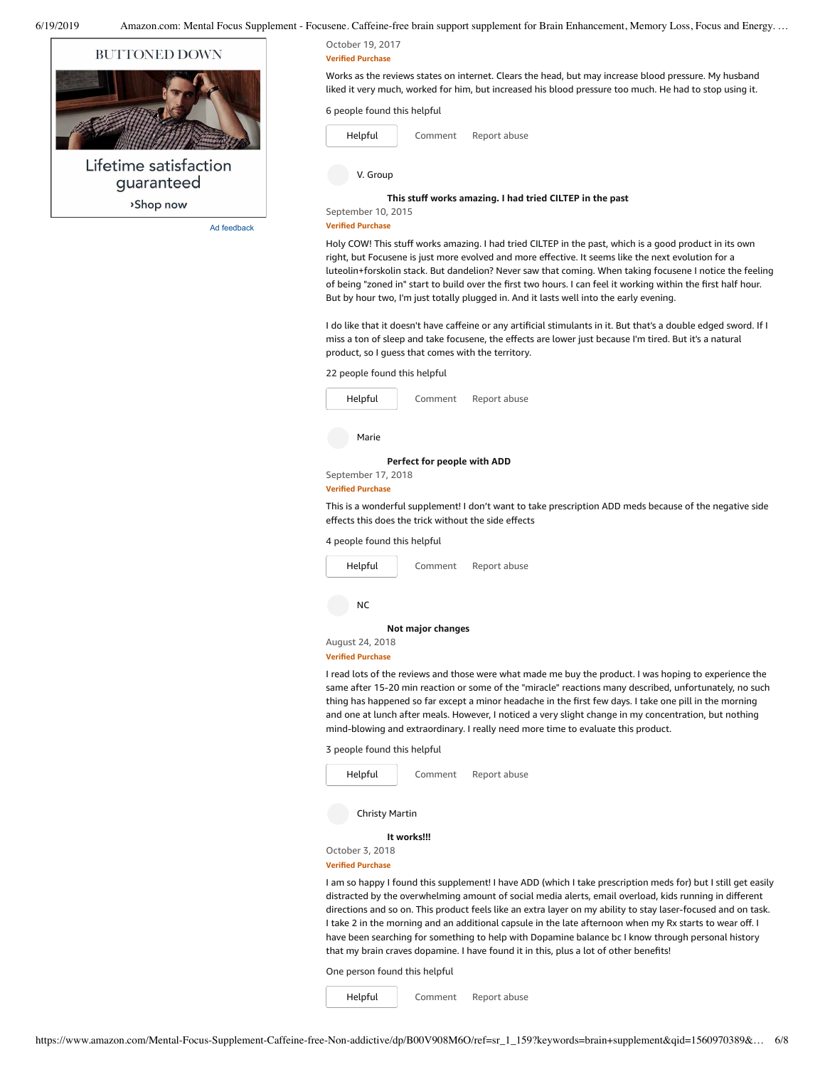October 19, 2017

**Verified Purchase**

Works as the reviews states on internet. Clears the head, but may increase blood pressure. My husband liked it very much, worked for him, but increased his blood pressure too much. He had to stop using it.

6 people found this helpful

Helpful Comment Report abuse

V. Group

**This stuff works amazing. I had tried CILTEP in the past**

September 10, 2015

**Verified Purchase**

Holy COW! This stuff works amazing. I had tried CILTEP in the past, which is a good product in its own right, but Focusene is just more evolved and more effective. It seems like the next evolution for a luteolin+forskolin stack. But dandelion? Never saw that coming. When taking focusene I notice the feeling of being "zoned in" start to build over the first two hours. I can feel it working within the first half hour. But by hour two, I'm just totally plugged in. And it lasts well into the early evening.

I do like that it doesn't have caffeine or any artificial stimulants in it. But that's a double edged sword. If I miss a ton of sleep and take focusene, the effects are lower just because I'm tired. But it's a natural product, so I guess that comes with the territory.

22 people found this helpful

Helpful Comment Report abuse

Marie

**Perfect for people with ADD**

September 17, 2018

**Verified Purchase**

This is a wonderful supplement! I don't want to take prescription ADD meds because of the negative side effects this does the trick without the side effects

4 people found this helpful

Helpful Comment Report abuse

NC

**Not major changes**

August 24, 2018

**Verified Purchase**

I read lots of the reviews and those were what made me buy the product. I was hoping to experience the same after 15-20 min reaction or some of the "miracle" reactions many described, unfortunately, no such thing has happened so far except a minor headache in the first few days. I take one pill in the morning and one at lunch after meals. However, I noticed a very slight change in my concentration, but nothing mind-blowing and extraordinary. I really need more time to evaluate this product.

3 people found this helpful

Helpful Comment Report abuse

Christy Martin

**It works!!!**

October 3, 2018

**Verified Purchase**

I am so happy I found this supplement! I have ADD (which I take prescription meds for) but I still get easily distracted by the overwhelming amount of social media alerts, email overload, kids running in different directions and so on. This product feels like an extra layer on my ability to stay laser-focused and on task. I take 2 in the morning and an additional capsule in the late afternoon when my Rx starts to wear off. I have been searching for something to help with Dopamine balance bc I know through personal history that my brain craves dopamine. I have found it in this, plus a lot of other benefits!

One person found this helpful

Helpful Comment Report abuse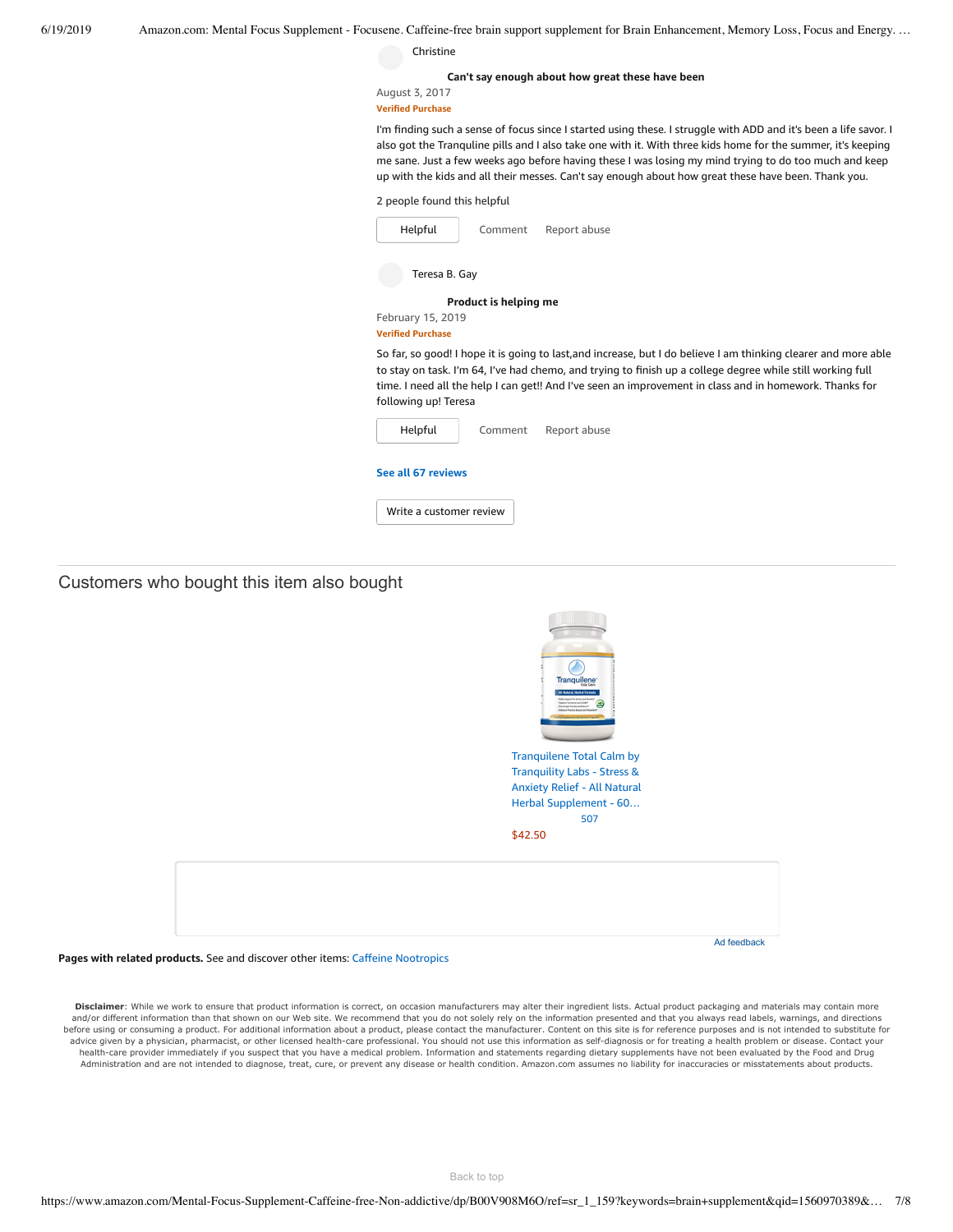Christine

**Can't say enough about how great these have been**

August 3, 2017

**Verified Purchase**

I'm finding such a sense of focus since I started using these. I struggle with ADD and it's been a life savor. I also got the Tranquline pills and I also take one with it. With three kids home for the summer, it's keeping me sane. Just a few weeks ago before having these I was losing my mind trying to do too much and keep up with the kids and all their messes. Can't say enough about how great these have been. Thank you.

2 people found this helpful

Helpful | Comment | Report abuse

Teresa B. Gay

**Product is helping me**

February 15, 2019

**Verified Purchase**

So far, so good! I hope it is going to last,and increase, but I do believe I am thinking clearer and more able to stay on task. I'm 64, I've had chemo, and trying to finish up a college degree while still working full time. I need all the help I can get!! And I've seen an improvement in class and in homework. Thanks for following up! Teresa

Helpful | Comment | Report abuse

See all 67 reviews

Write a customer review

## Customers who bought this item also bought

Tranquilene Total Calm by Tranquility Labs - Stress & Anxiety Relief - All Natural Herbal Supplement - 60…

507

$42.50

Ad feedback

**Pages with related products.** See and discover other items: Caffeine Nootropics

**Disclaimer**: While we work to ensure that product information is correct, on occasion manufacturers may alter their ingredient lists. Actual product packaging and materials may contain more and/or different information than that shown on our Web site. We recommend that you do not solely rely on the information presented and that you always read labels, warnings, and directions before using or consuming a product. For additional information about a product, please contact the manufacturer. Content on this site is for reference purposes and is not intended to substitute for advice given by a physician, pharmacist, or other licensed health-care professional. You should not use this information as self-diagnosis or for treating a health problem or disease. Contact your health-care provider immediately if you suspect that you have a medical problem. Information and statements regarding dietary supplements have not been evaluated by the Food and Drug Administration and are not intended to diagnose, treat, cure, or prevent any disease or health condition. Amazon.com assumes no liability for inaccuracies or misstatements about products.

Back to top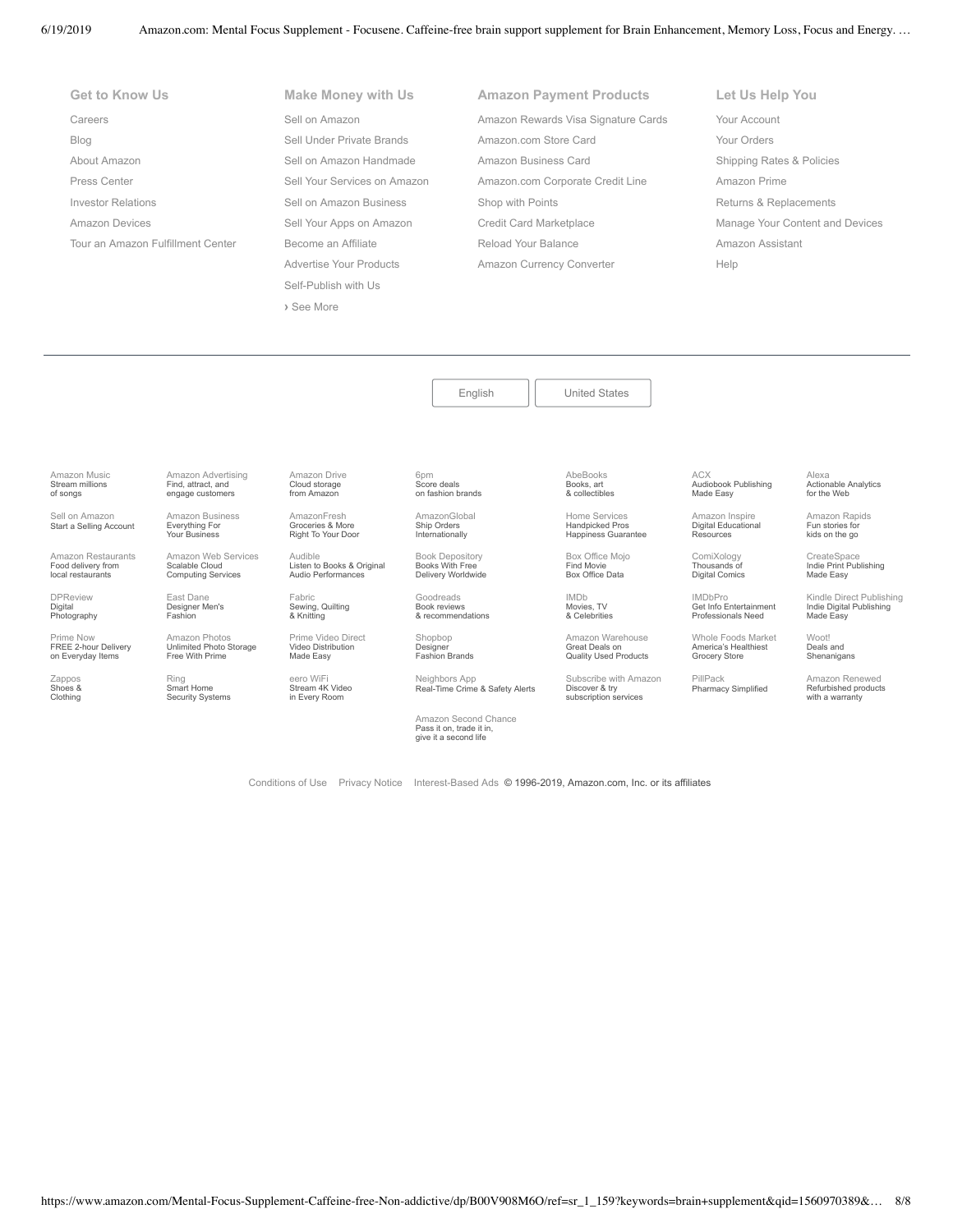### Get to Know Us

- Careers
- Blog
- About Amazon
- Press Center
- Investor Relations
- Amazon Devices
- Tour an Amazon Fulfillment Center

### Make Money with Us

- Sell on Amazon
- Sell Under Private Brands
- Sell on Amazon Handmade
- Sell Your Services on Amazon
- Sell on Amazon Business
- Sell Your Apps on Amazon
- Become an Affiliate
- Advertise Your Products
- Self-Publish with Us
- › See More

### Amazon Payment Products

- Amazon Rewards Visa Signature Cards
- Amazon.com Store Card
- Amazon Business Card
- Amazon.com Corporate Credit Line
- Shop with Points
- Credit Card Marketplace
- Reload Your Balance
- Amazon Currency Converter

### Let Us Help You

- Your Account
- Your Orders
- Shipping Rates & Policies
- Amazon Prime
- Returns & Replacements
- Manage Your Content and Devices
- Amazon Assistant
- Help

---

English | United States

| | | | | | | |
|---|---|---|---|---|---|---|
| Amazon Music Stream millions of songs | Amazon Advertising Find, attract, and engage customers | Amazon Drive Cloud storage from Amazon | 6pm Score deals on fashion brands | AbeBooks Books, art & collectibles | ACX Audiobook Publishing Made Easy | Alexa Actionable Analytics for the Web |
| Sell on Amazon Start a Selling Account | Amazon Business Everything For Your Business | AmazonFresh Groceries & More Right To Your Door | AmazonGlobal Ship Orders Internationally | Home Services Handpicked Pros Happiness Guarantee | Amazon Inspire Digital Educational Resources | Amazon Rapids Fun stories for kids on the go |
| Amazon Restaurants Food delivery from local restaurants | Amazon Web Services Scalable Cloud Computing Services | Audible Listen to Books & Original Audio Performances | Book Depository Books With Free Delivery Worldwide | Box Office Mojo Find Movie Box Office Data | ComiXology Thousands of Digital Comics | CreateSpace Indie Print Publishing Made Easy |
| DPReview Digital Photography | East Dane Designer Men's Fashion | Fabric Sewing, Quilting & Knitting | Goodreads Book reviews & recommendations | IMDb Movies, TV & Celebrities | IMDbPro Get Info Entertainment Professionals Need | Kindle Direct Publishing Indie Digital Publishing Made Easy |
| Prime Now FREE 2-hour Delivery on Everyday Items | Amazon Photos Unlimited Photo Storage Free With Prime | Prime Video Direct Video Distribution Made Easy | Shopbop Designer Fashion Brands | Amazon Warehouse Great Deals on Quality Used Products | Whole Foods Market America's Healthiest Grocery Store | Woot! Deals and Shenanigans |
| Zappos Shoes & Clothing | Ring Smart Home Security Systems | eero WiFi Stream 4K Video in Every Room | Neighbors App Real-Time Crime & Safety Alerts | Subscribe with Amazon Discover & try subscription services | PillPack Pharmacy Simplified | Amazon Renewed Refurbished products with a warranty |
| | | | Amazon Second Chance Pass it on, trade it in, give it a second life | | | |

Conditions of Use Privacy Notice Interest-Based Ads © 1996-2019, Amazon.com, Inc. or its affiliates